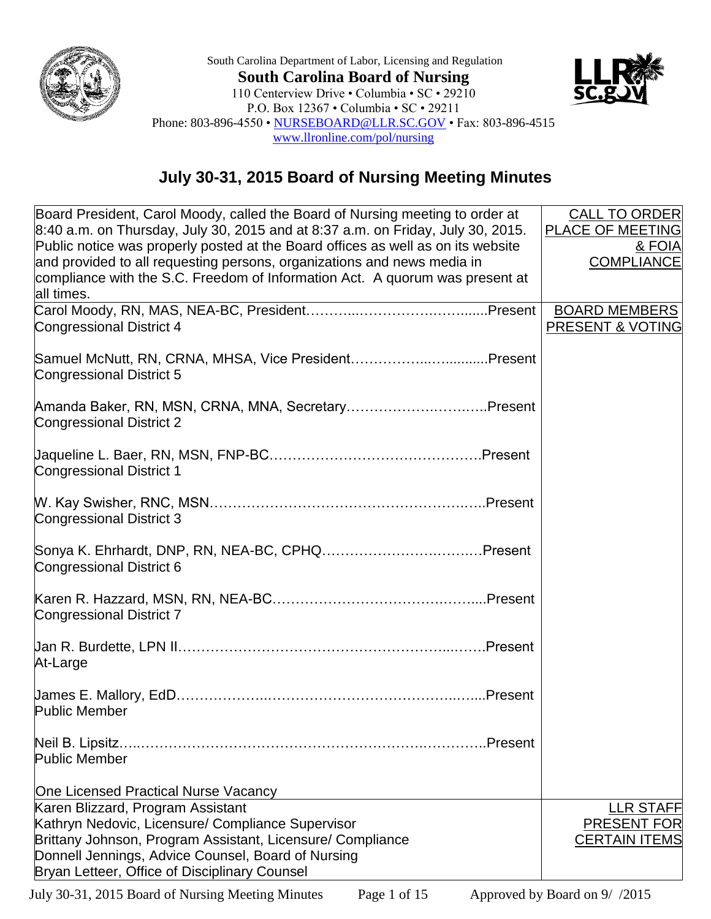South Carolina Department of Labor, Licensing and Regulation

**South Carolina Board of Nursing**

110 Centerview Drive • Columbia • SC • 29210
P.O. Box 12367 • Columbia • SC • 29211
Phone: 803-896-4550 • NURSEBOARD@LLR.SC.GOV • Fax: 803-896-4515
www.llronline.com/pol/nursing

# July 30-31, 2015 Board of Nursing Meeting Minutes

| | |
|---|---|
| Board President, Carol Moody, called the Board of Nursing meeting to order at 8:40 a.m. on Thursday, July 30, 2015 and at 8:37 a.m. on Friday, July 30, 2015. Public notice was properly posted at the Board offices as well as on its website and provided to all requesting persons, organizations and news media in compliance with the S.C. Freedom of Information Act. A quorum was present at all times. | CALL TO ORDER PLACE OF MEETING & FOIA COMPLIANCE |
| Carol Moody, RN, MAS, NEA-BC, President……………………………………Present<br>Congressional District 4<br><br>Samuel McNutt, RN, CRNA, MHSA, Vice President……………………………Present<br>Congressional District 5<br><br>Amanda Baker, RN, MSN, CRNA, MNA, Secretary……………………………Present<br>Congressional District 2<br><br>Jaqueline L. Baer, RN, MSN, FNP-BC……………………………………….Present<br>Congressional District 1<br><br>W. Kay Swisher, RNC, MSN……………………………………………………..Present<br>Congressional District 3<br><br>Sonya K. Ehrhardt, DNP, RN, NEA-BC, CPHQ……………………………….Present<br>Congressional District 6<br><br>Karen R. Hazzard, MSN, RN, NEA-BC……………………………………….....Present<br>Congressional District 7<br><br>Jan R. Burdette, LPN II…………………………………………………………..Present<br>At-Large<br><br>James E. Mallory, EdD……………………………………………………….......Present<br>Public Member<br><br>Neil B. Lipsitz……………………………………………………………………..Present<br>Public Member<br><br>One Licensed Practical Nurse Vacancy | BOARD MEMBERS PRESENT & VOTING |
| Karen Blizzard, Program Assistant<br>Kathryn Nedovic, Licensure/ Compliance Supervisor<br>Brittany Johnson, Program Assistant, Licensure/ Compliance<br>Donnell Jennings, Advice Counsel, Board of Nursing<br>Bryan Letteer, Office of Disciplinary Counsel | LLR STAFF PRESENT FOR CERTAIN ITEMS |

Approved by Board on 9/ /2015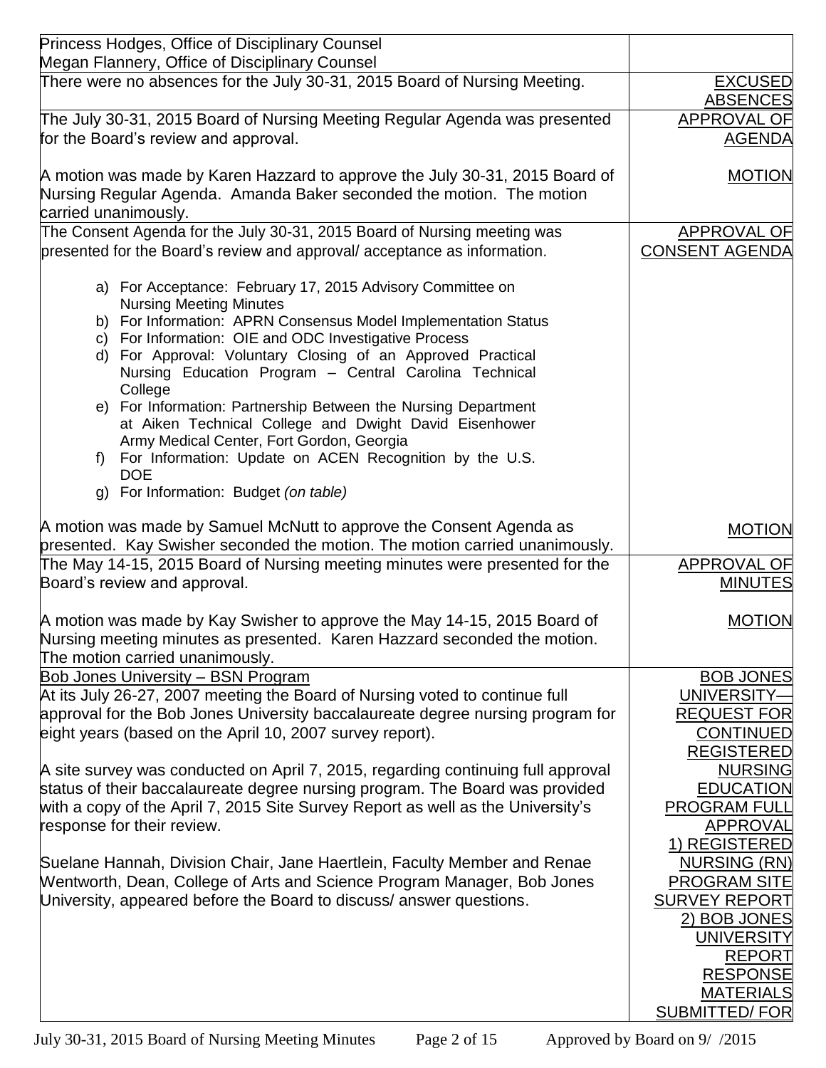| | |
|---|---|
| Princess Hodges, Office of Disciplinary Counsel<br>Megan Flannery, Office of Disciplinary Counsel | |
| There were no absences for the July 30-31, 2015 Board of Nursing Meeting. | EXCUSED ABSENCES |
| The July 30-31, 2015 Board of Nursing Meeting Regular Agenda was presented for the Board's review and approval.<br><br>A motion was made by Karen Hazzard to approve the July 30-31, 2015 Board of Nursing Regular Agenda. Amanda Baker seconded the motion. The motion carried unanimously. | APPROVAL OF AGENDA<br><br>MOTION |
| The Consent Agenda for the July 30-31, 2015 Board of Nursing meeting was presented for the Board's review and approval/ acceptance as information.<br><br>a) For Acceptance: February 17, 2015 Advisory Committee on Nursing Meeting Minutes<br>b) For Information: APRN Consensus Model Implementation Status<br>c) For Information: OIE and ODC Investigative Process<br>d) For Approval: Voluntary Closing of an Approved Practical Nursing Education Program – Central Carolina Technical College<br>e) For Information: Partnership Between the Nursing Department at Aiken Technical College and Dwight David Eisenhower Army Medical Center, Fort Gordon, Georgia<br>f) For Information: Update on ACEN Recognition by the U.S. DOE<br>g) For Information: Budget *(on table)*<br><br>A motion was made by Samuel McNutt to approve the Consent Agenda as presented. Kay Swisher seconded the motion. The motion carried unanimously. | APPROVAL OF CONSENT AGENDA<br><br>MOTION |
| The May 14-15, 2015 Board of Nursing meeting minutes were presented for the Board's review and approval.<br><br>A motion was made by Kay Swisher to approve the May 14-15, 2015 Board of Nursing meeting minutes as presented. Karen Hazzard seconded the motion. The motion carried unanimously. | APPROVAL OF MINUTES<br><br>MOTION |
| Bob Jones University – BSN Program<br>At its July 26-27, 2007 meeting the Board of Nursing voted to continue full approval for the Bob Jones University baccalaureate degree nursing program for eight years (based on the April 10, 2007 survey report).<br><br>A site survey was conducted on April 7, 2015, regarding continuing full approval status of their baccalaureate degree nursing program. The Board was provided with a copy of the April 7, 2015 Site Survey Report as well as the University's response for their review.<br><br>Suelane Hannah, Division Chair, Jane Haertlein, Faculty Member and Renae Wentworth, Dean, College of Arts and Science Program Manager, Bob Jones University, appeared before the Board to discuss/ answer questions. | BOB JONES UNIVERSITY—REQUEST FOR CONTINUED REGISTERED NURSING EDUCATION PROGRAM FULL APPROVAL<br>1) REGISTERED NURSING (RN) PROGRAM SITE SURVEY REPORT<br>2) BOB JONES UNIVERSITY REPORT RESPONSE MATERIALS SUBMITTED/ FOR |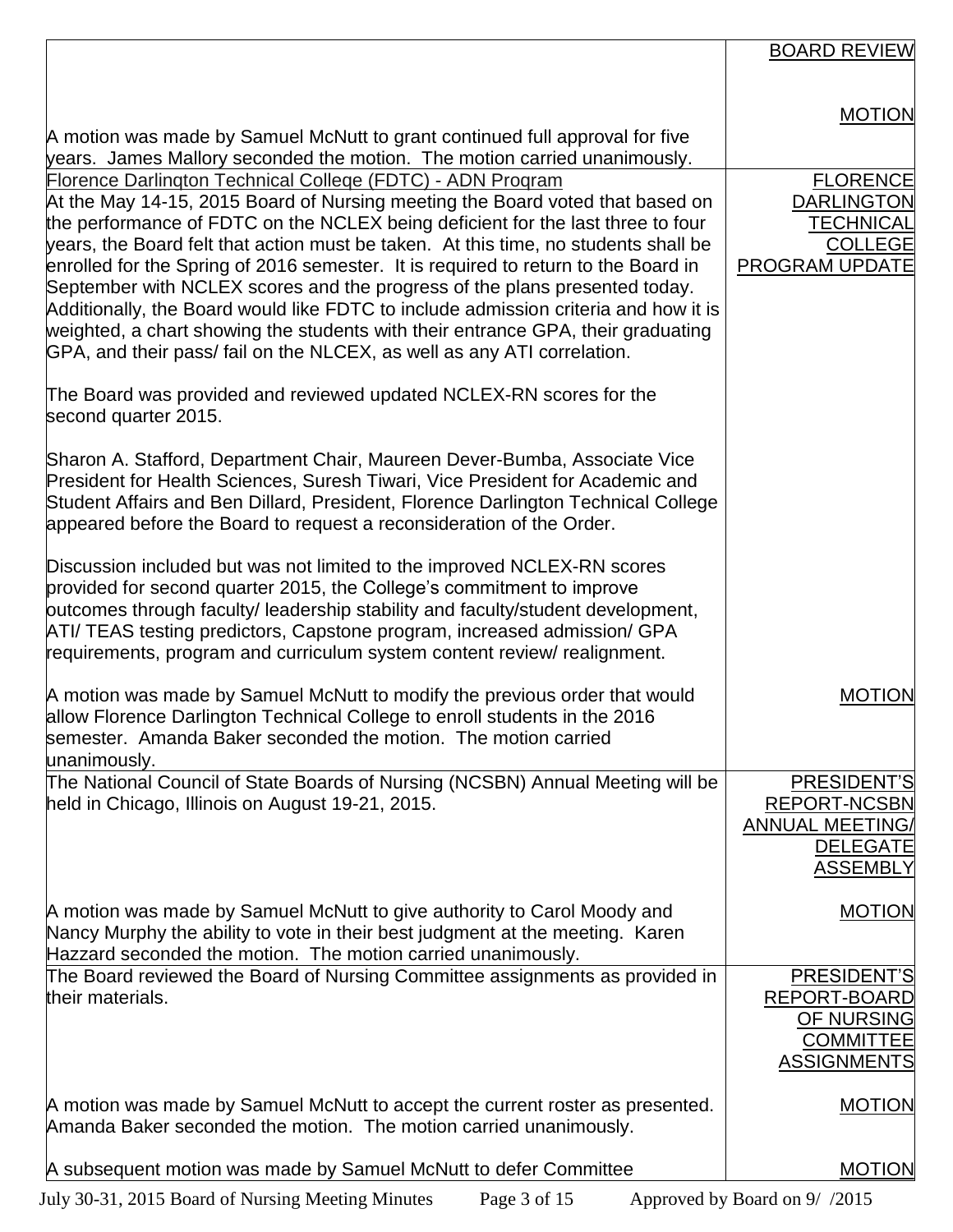| | BOARD REVIEW |
|---|---|
| A motion was made by Samuel McNutt to grant continued full approval for five years. James Mallory seconded the motion. The motion carried unanimously. | MOTION |
| Florence Darlington Technical College (FDTC) - ADN Program<br>At the May 14-15, 2015 Board of Nursing meeting the Board voted that based on the performance of FDTC on the NCLEX being deficient for the last three to four years, the Board felt that action must be taken. At this time, no students shall be enrolled for the Spring of 2016 semester. It is required to return to the Board in September with NCLEX scores and the progress of the plans presented today. Additionally, the Board would like FDTC to include admission criteria and how it is weighted, a chart showing the students with their entrance GPA, their graduating GPA, and their pass/ fail on the NLCEX, as well as any ATI correlation.<br><br>The Board was provided and reviewed updated NCLEX-RN scores for the second quarter 2015.<br><br>Sharon A. Stafford, Department Chair, Maureen Dever-Bumba, Associate Vice President for Health Sciences, Suresh Tiwari, Vice President for Academic and Student Affairs and Ben Dillard, President, Florence Darlington Technical College appeared before the Board to request a reconsideration of the Order.<br><br>Discussion included but was not limited to the improved NCLEX-RN scores provided for second quarter 2015, the College's commitment to improve outcomes through faculty/ leadership stability and faculty/student development, ATI/ TEAS testing predictors, Capstone program, increased admission/ GPA requirements, program and curriculum system content review/ realignment. | FLORENCE DARLINGTON TECHNICAL COLLEGE PROGRAM UPDATE |
| A motion was made by Samuel McNutt to modify the previous order that would allow Florence Darlington Technical College to enroll students in the 2016 semester. Amanda Baker seconded the motion. The motion carried unanimously. | MOTION |
| The National Council of State Boards of Nursing (NCSBN) Annual Meeting will be held in Chicago, Illinois on August 19-21, 2015. | PRESIDENT'S REPORT-NCSBN ANNUAL MEETING/ DELEGATE ASSEMBLY |
| A motion was made by Samuel McNutt to give authority to Carol Moody and Nancy Murphy the ability to vote in their best judgment at the meeting. Karen Hazzard seconded the motion. The motion carried unanimously. | MOTION |
| The Board reviewed the Board of Nursing Committee assignments as provided in their materials. | PRESIDENT'S REPORT-BOARD OF NURSING COMMITTEE ASSIGNMENTS |
| A motion was made by Samuel McNutt to accept the current roster as presented. Amanda Baker seconded the motion. The motion carried unanimously. | MOTION |
| A subsequent motion was made by Samuel McNutt to defer Committee | MOTION |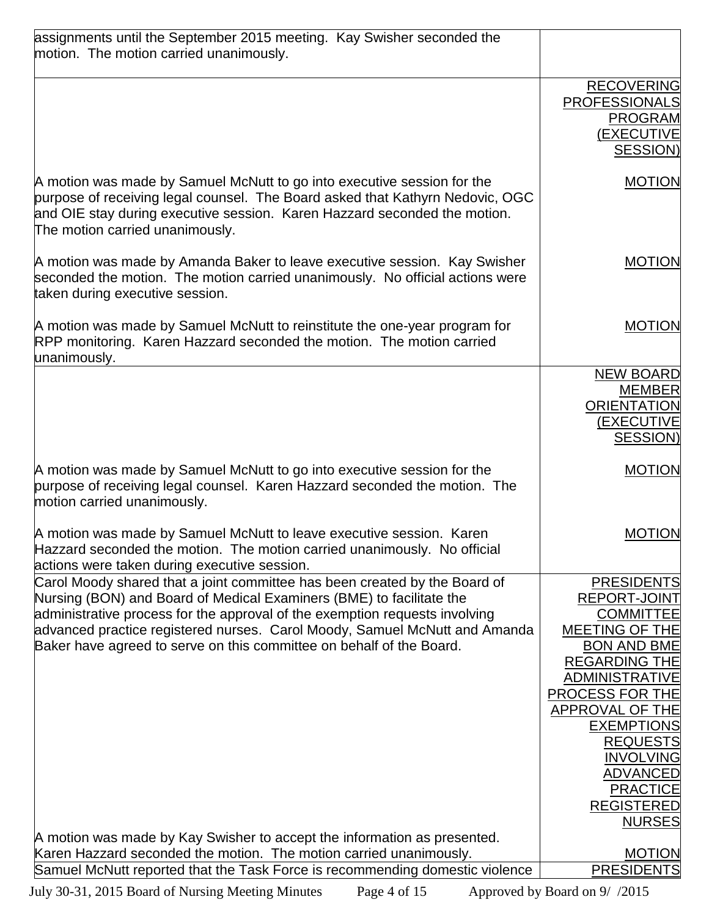| | |
|---|---|
| assignments until the September 2015 meeting. Kay Swisher seconded the motion. The motion carried unanimously. | |
| | RECOVERING PROFESSIONALS PROGRAM (EXECUTIVE SESSION) |
| A motion was made by Samuel McNutt to go into executive session for the purpose of receiving legal counsel. The Board asked that Kathyrn Nedovic, OGC and OIE stay during executive session. Karen Hazzard seconded the motion. The motion carried unanimously. | MOTION |
| A motion was made by Amanda Baker to leave executive session. Kay Swisher seconded the motion. The motion carried unanimously. No official actions were taken during executive session. | MOTION |
| A motion was made by Samuel McNutt to reinstitute the one-year program for RPP monitoring. Karen Hazzard seconded the motion. The motion carried unanimously. | MOTION |
| | NEW BOARD MEMBER ORIENTATION (EXECUTIVE SESSION) |
| A motion was made by Samuel McNutt to go into executive session for the purpose of receiving legal counsel. Karen Hazzard seconded the motion. The motion carried unanimously. | MOTION |
| A motion was made by Samuel McNutt to leave executive session. Karen Hazzard seconded the motion. The motion carried unanimously. No official actions were taken during executive session. | MOTION |
| Carol Moody shared that a joint committee has been created by the Board of Nursing (BON) and Board of Medical Examiners (BME) to facilitate the administrative process for the approval of the exemption requests involving advanced practice registered nurses. Carol Moody, Samuel McNutt and Amanda Baker have agreed to serve on this committee on behalf of the Board. | PRESIDENTS REPORT-JOINT COMMITTEE MEETING OF THE BON AND BME REGARDING THE ADMINISTRATIVE PROCESS FOR THE APPROVAL OF THE EXEMPTIONS REQUESTS INVOLVING ADVANCED PRACTICE REGISTERED NURSES |
| A motion was made by Kay Swisher to accept the information as presented. Karen Hazzard seconded the motion. The motion carried unanimously. | MOTION |
| Samuel McNutt reported that the Task Force is recommending domestic violence | PRESIDENTS |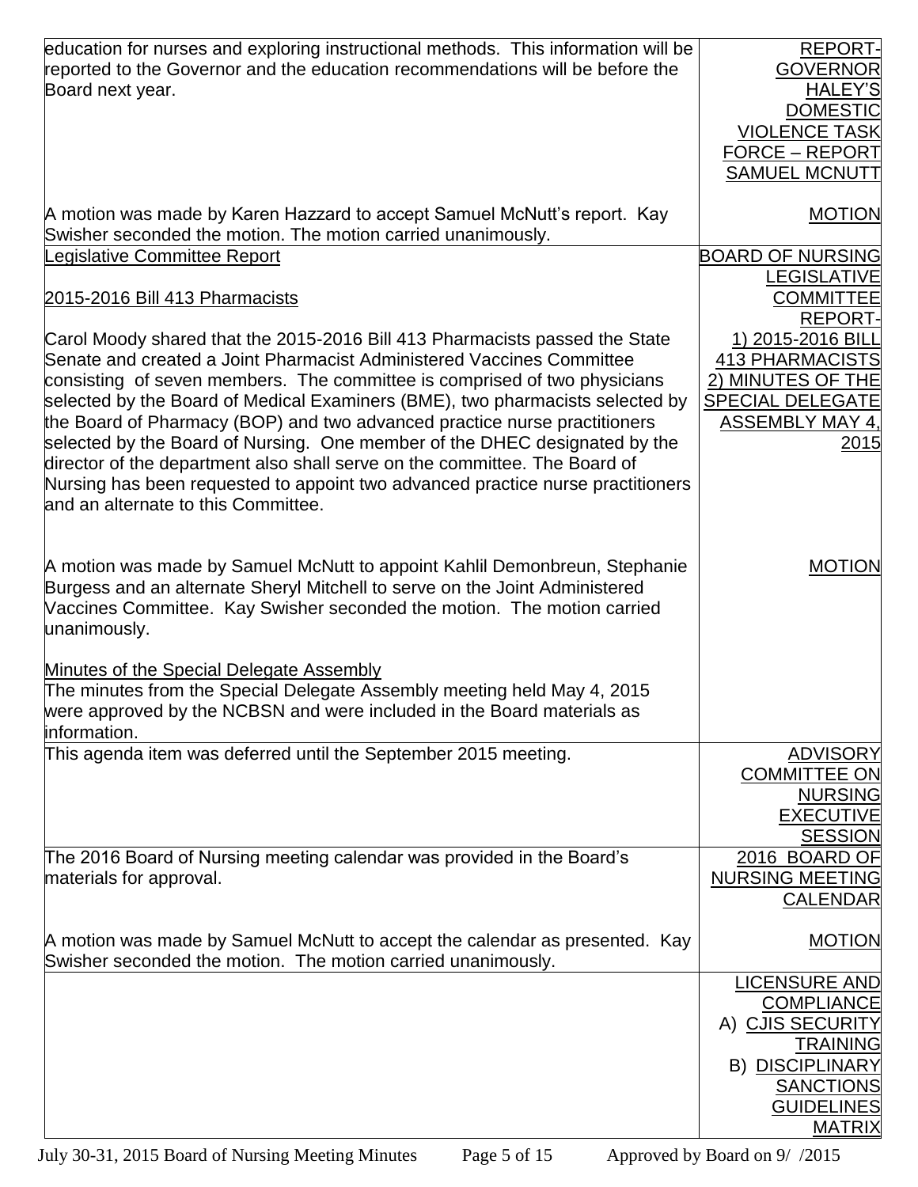| | |
|---|---|
| education for nurses and exploring instructional methods. This information will be reported to the Governor and the education recommendations will be before the Board next year. | REPORT- GOVERNOR HALEY'S DOMESTIC VIOLENCE TASK FORCE – REPORT SAMUEL MCNUTT |
| A motion was made by Karen Hazzard to accept Samuel McNutt's report. Kay Swisher seconded the motion. The motion carried unanimously. | MOTION |
| Legislative Committee Report<br><br>2015-2016 Bill 413 Pharmacists<br><br>Carol Moody shared that the 2015-2016 Bill 413 Pharmacists passed the State Senate and created a Joint Pharmacist Administered Vaccines Committee consisting of seven members. The committee is comprised of two physicians selected by the Board of Medical Examiners (BME), two pharmacists selected by the Board of Pharmacy (BOP) and two advanced practice nurse practitioners selected by the Board of Nursing. One member of the DHEC designated by the director of the department also shall serve on the committee. The Board of Nursing has been requested to appoint two advanced practice nurse practitioners and an alternate to this Committee. | BOARD OF NURSING LEGISLATIVE COMMITTEE REPORT- 1) 2015-2016 BILL 413 PHARMACISTS 2) MINUTES OF THE SPECIAL DELEGATE ASSEMBLY MAY 4, 2015 |
| A motion was made by Samuel McNutt to appoint Kahlil Demonbreun, Stephanie Burgess and an alternate Sheryl Mitchell to serve on the Joint Administered Vaccines Committee. Kay Swisher seconded the motion. The motion carried unanimously.<br><br>Minutes of the Special Delegate Assembly<br>The minutes from the Special Delegate Assembly meeting held May 4, 2015 were approved by the NCBSN and were included in the Board materials as information. | MOTION |
| This agenda item was deferred until the September 2015 meeting. | ADVISORY COMMITTEE ON NURSING EXECUTIVE SESSION |
| The 2016 Board of Nursing meeting calendar was provided in the Board's materials for approval. | 2016 BOARD OF NURSING MEETING CALENDAR |
| A motion was made by Samuel McNutt to accept the calendar as presented. Kay Swisher seconded the motion. The motion carried unanimously. | MOTION |
| | LICENSURE AND COMPLIANCE<br>A) CJIS SECURITY TRAINING<br>B) DISCIPLINARY SANCTIONS GUIDELINES MATRIX |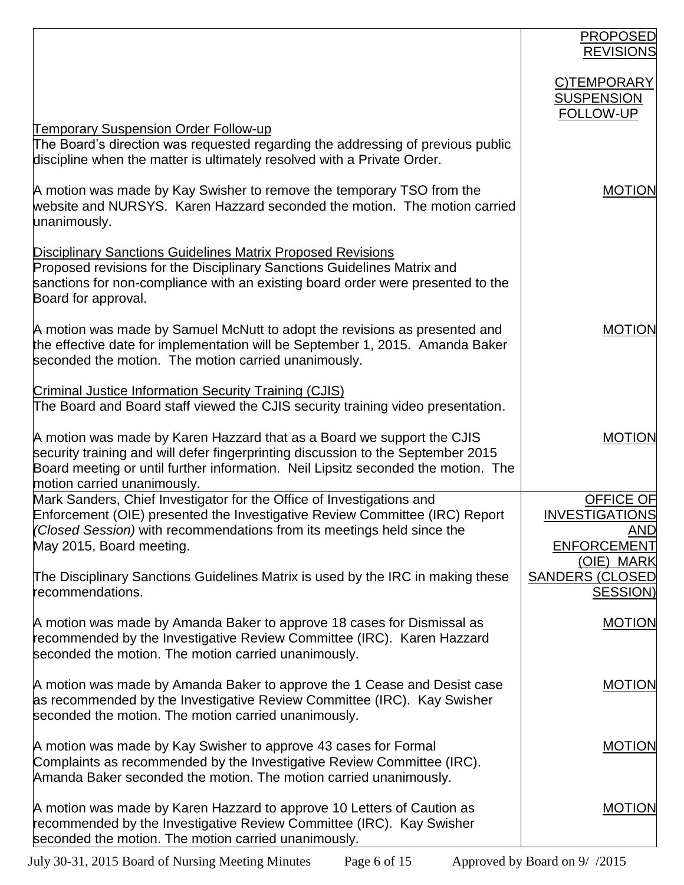| | |
|---|---|
| | PROPOSED REVISIONS |
| | C)TEMPORARY SUSPENSION FOLLOW-UP |
| Temporary Suspension Order Follow-up<br>The Board's direction was requested regarding the addressing of previous public discipline when the matter is ultimately resolved with a Private Order. | |
| A motion was made by Kay Swisher to remove the temporary TSO from the website and NURSYS. Karen Hazzard seconded the motion. The motion carried unanimously. | MOTION |
| Disciplinary Sanctions Guidelines Matrix Proposed Revisions<br>Proposed revisions for the Disciplinary Sanctions Guidelines Matrix and sanctions for non-compliance with an existing board order were presented to the Board for approval. | |
| A motion was made by Samuel McNutt to adopt the revisions as presented and the effective date for implementation will be September 1, 2015. Amanda Baker seconded the motion. The motion carried unanimously. | MOTION |
| Criminal Justice Information Security Training (CJIS)<br>The Board and Board staff viewed the CJIS security training video presentation. | |
| A motion was made by Karen Hazzard that as a Board we support the CJIS security training and will defer fingerprinting discussion to the September 2015 Board meeting or until further information. Neil Lipsitz seconded the motion. The motion carried unanimously. | MOTION |
| Mark Sanders, Chief Investigator for the Office of Investigations and Enforcement (OIE) presented the Investigative Review Committee (IRC) Report *(Closed Session)* with recommendations from its meetings held since the May 2015, Board meeting.<br><br>The Disciplinary Sanctions Guidelines Matrix is used by the IRC in making these recommendations. | OFFICE OF INVESTIGATIONS AND ENFORCEMENT (OIE) MARK SANDERS (CLOSED SESSION) |
| A motion was made by Amanda Baker to approve 18 cases for Dismissal as recommended by the Investigative Review Committee (IRC). Karen Hazzard seconded the motion. The motion carried unanimously. | MOTION |
| A motion was made by Amanda Baker to approve the 1 Cease and Desist case as recommended by the Investigative Review Committee (IRC). Kay Swisher seconded the motion. The motion carried unanimously. | MOTION |
| A motion was made by Kay Swisher to approve 43 cases for Formal Complaints as recommended by the Investigative Review Committee (IRC). Amanda Baker seconded the motion. The motion carried unanimously. | MOTION |
| A motion was made by Karen Hazzard to approve 10 Letters of Caution as recommended by the Investigative Review Committee (IRC). Kay Swisher seconded the motion. The motion carried unanimously. | MOTION |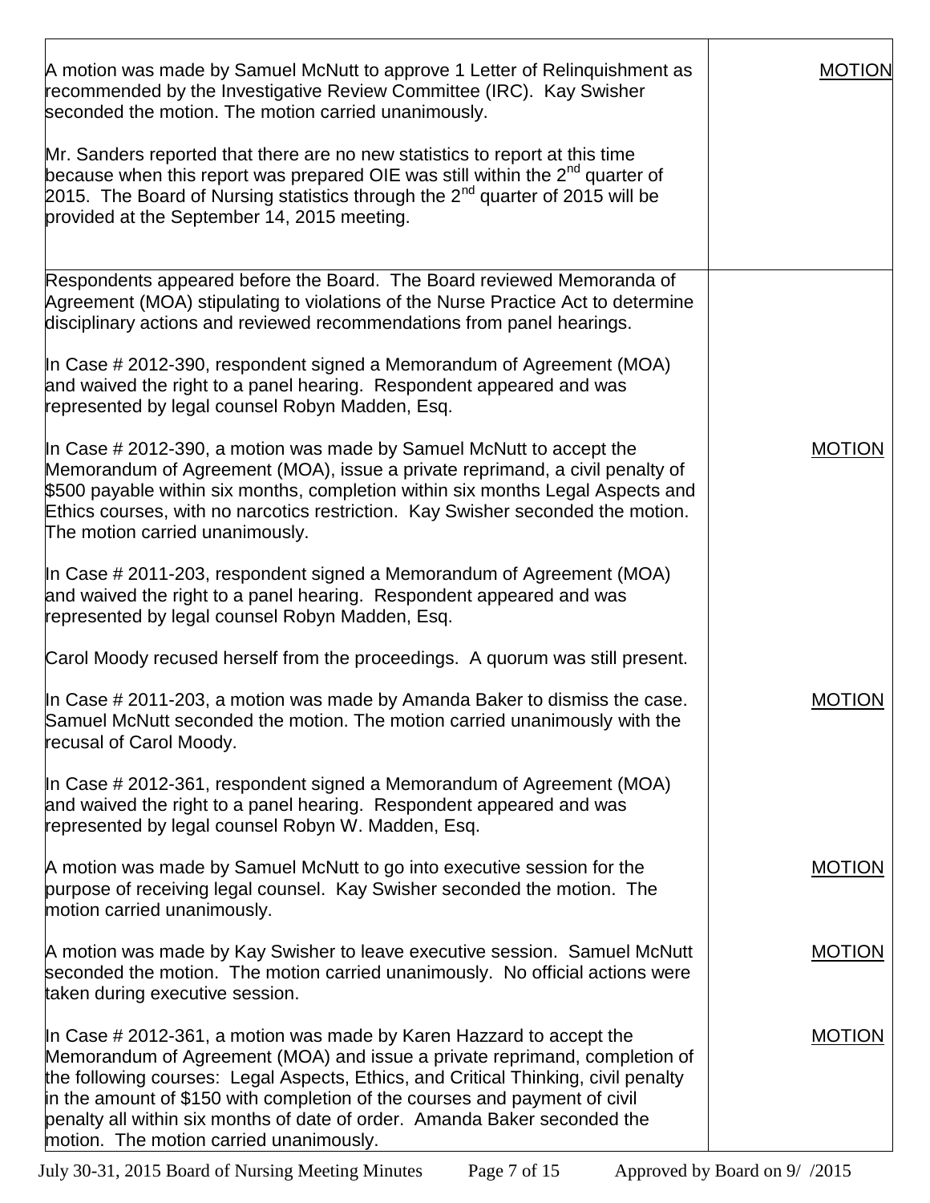| | |
|---|---|
| A motion was made by Samuel McNutt to approve 1 Letter of Relinquishment as recommended by the Investigative Review Committee (IRC). Kay Swisher seconded the motion. The motion carried unanimously.<br><br>Mr. Sanders reported that there are no new statistics to report at this time because when this report was prepared OIE was still within the 2nd quarter of 2015. The Board of Nursing statistics through the 2nd quarter of 2015 will be provided at the September 14, 2015 meeting. | MOTION |
| Respondents appeared before the Board. The Board reviewed Memoranda of Agreement (MOA) stipulating to violations of the Nurse Practice Act to determine disciplinary actions and reviewed recommendations from panel hearings.<br><br>In Case # 2012-390, respondent signed a Memorandum of Agreement (MOA) and waived the right to a panel hearing. Respondent appeared and was represented by legal counsel Robyn Madden, Esq. | |
| In Case # 2012-390, a motion was made by Samuel McNutt to accept the Memorandum of Agreement (MOA), issue a private reprimand, a civil penalty of $500 payable within six months, completion within six months Legal Aspects and Ethics courses, with no narcotics restriction. Kay Swisher seconded the motion. The motion carried unanimously. | MOTION |
| In Case # 2011-203, respondent signed a Memorandum of Agreement (MOA) and waived the right to a panel hearing. Respondent appeared and was represented by legal counsel Robyn Madden, Esq.<br><br>Carol Moody recused herself from the proceedings. A quorum was still present. | |
| In Case # 2011-203, a motion was made by Amanda Baker to dismiss the case. Samuel McNutt seconded the motion. The motion carried unanimously with the recusal of Carol Moody. | MOTION |
| In Case # 2012-361, respondent signed a Memorandum of Agreement (MOA) and waived the right to a panel hearing. Respondent appeared and was represented by legal counsel Robyn W. Madden, Esq. | |
| A motion was made by Samuel McNutt to go into executive session for the purpose of receiving legal counsel. Kay Swisher seconded the motion. The motion carried unanimously. | MOTION |
| A motion was made by Kay Swisher to leave executive session. Samuel McNutt seconded the motion. The motion carried unanimously. No official actions were taken during executive session. | MOTION |
| In Case # 2012-361, a motion was made by Karen Hazzard to accept the Memorandum of Agreement (MOA) and issue a private reprimand, completion of the following courses: Legal Aspects, Ethics, and Critical Thinking, civil penalty in the amount of $150 with completion of the courses and payment of civil penalty all within six months of date of order. Amanda Baker seconded the motion. The motion carried unanimously. | MOTION |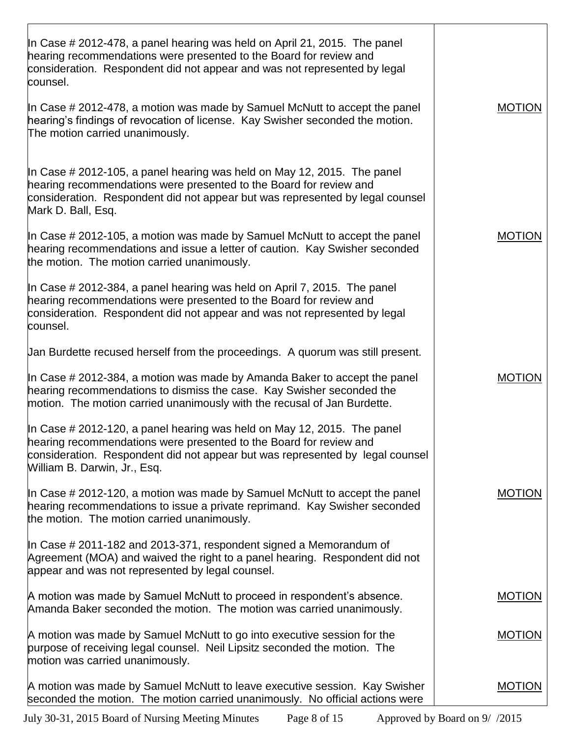| | |
|---|---|
| In Case # 2012-478, a panel hearing was held on April 21, 2015. The panel hearing recommendations were presented to the Board for review and consideration. Respondent did not appear and was not represented by legal counsel. | |
| In Case # 2012-478, a motion was made by Samuel McNutt to accept the panel hearing's findings of revocation of license. Kay Swisher seconded the motion. The motion carried unanimously. | <u>MOTION</u> |
| In Case # 2012-105, a panel hearing was held on May 12, 2015. The panel hearing recommendations were presented to the Board for review and consideration. Respondent did not appear but was represented by legal counsel Mark D. Ball, Esq. | |
| In Case # 2012-105, a motion was made by Samuel McNutt to accept the panel hearing recommendations and issue a letter of caution. Kay Swisher seconded the motion. The motion carried unanimously. | <u>MOTION</u> |
| In Case # 2012-384, a panel hearing was held on April 7, 2015. The panel hearing recommendations were presented to the Board for review and consideration. Respondent did not appear and was not represented by legal counsel. | |
| Jan Burdette recused herself from the proceedings. A quorum was still present. | |
| In Case # 2012-384, a motion was made by Amanda Baker to accept the panel hearing recommendations to dismiss the case. Kay Swisher seconded the motion. The motion carried unanimously with the recusal of Jan Burdette. | <u>MOTION</u> |
| In Case # 2012-120, a panel hearing was held on May 12, 2015. The panel hearing recommendations were presented to the Board for review and consideration. Respondent did not appear but was represented by legal counsel William B. Darwin, Jr., Esq. | |
| In Case # 2012-120, a motion was made by Samuel McNutt to accept the panel hearing recommendations to issue a private reprimand. Kay Swisher seconded the motion. The motion carried unanimously. | <u>MOTION</u> |
| In Case # 2011-182 and 2013-371, respondent signed a Memorandum of Agreement (MOA) and waived the right to a panel hearing. Respondent did not appear and was not represented by legal counsel. | |
| A motion was made by Samuel McNutt to proceed in respondent's absence. Amanda Baker seconded the motion. The motion was carried unanimously. | <u>MOTION</u> |
| A motion was made by Samuel McNutt to go into executive session for the purpose of receiving legal counsel. Neil Lipsitz seconded the motion. The motion was carried unanimously. | <u>MOTION</u> |
| A motion was made by Samuel McNutt to leave executive session. Kay Swisher seconded the motion. The motion carried unanimously. No official actions were | <u>MOTION</u> |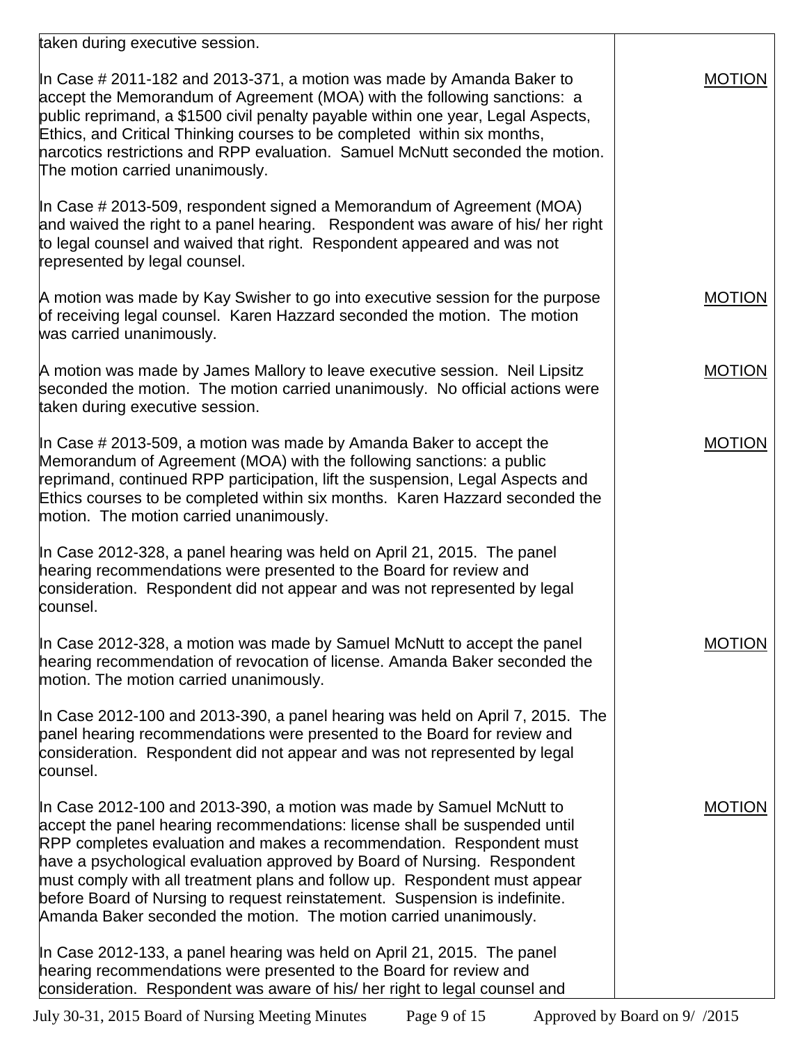| | |
|---|---|
| taken during executive session. | |
| In Case # 2011-182 and 2013-371, a motion was made by Amanda Baker to accept the Memorandum of Agreement (MOA) with the following sanctions: a public reprimand, a $1500 civil penalty payable within one year, Legal Aspects, Ethics, and Critical Thinking courses to be completed within six months, narcotics restrictions and RPP evaluation. Samuel McNutt seconded the motion. The motion carried unanimously. | MOTION |
| In Case # 2013-509, respondent signed a Memorandum of Agreement (MOA) and waived the right to a panel hearing. Respondent was aware of his/ her right to legal counsel and waived that right. Respondent appeared and was not represented by legal counsel. | |
| A motion was made by Kay Swisher to go into executive session for the purpose of receiving legal counsel. Karen Hazzard seconded the motion. The motion was carried unanimously. | MOTION |
| A motion was made by James Mallory to leave executive session. Neil Lipsitz seconded the motion. The motion carried unanimously. No official actions were taken during executive session. | MOTION |
| In Case # 2013-509, a motion was made by Amanda Baker to accept the Memorandum of Agreement (MOA) with the following sanctions: a public reprimand, continued RPP participation, lift the suspension, Legal Aspects and Ethics courses to be completed within six months. Karen Hazzard seconded the motion. The motion carried unanimously. | MOTION |
| In Case 2012-328, a panel hearing was held on April 21, 2015. The panel hearing recommendations were presented to the Board for review and consideration. Respondent did not appear and was not represented by legal counsel. | |
| In Case 2012-328, a motion was made by Samuel McNutt to accept the panel hearing recommendation of revocation of license. Amanda Baker seconded the motion. The motion carried unanimously. | MOTION |
| In Case 2012-100 and 2013-390, a panel hearing was held on April 7, 2015. The panel hearing recommendations were presented to the Board for review and consideration. Respondent did not appear and was not represented by legal counsel. | |
| In Case 2012-100 and 2013-390, a motion was made by Samuel McNutt to accept the panel hearing recommendations: license shall be suspended until RPP completes evaluation and makes a recommendation. Respondent must have a psychological evaluation approved by Board of Nursing. Respondent must comply with all treatment plans and follow up. Respondent must appear before Board of Nursing to request reinstatement. Suspension is indefinite. Amanda Baker seconded the motion. The motion carried unanimously. | MOTION |
| In Case 2012-133, a panel hearing was held on April 21, 2015. The panel hearing recommendations were presented to the Board for review and consideration. Respondent was aware of his/ her right to legal counsel and | |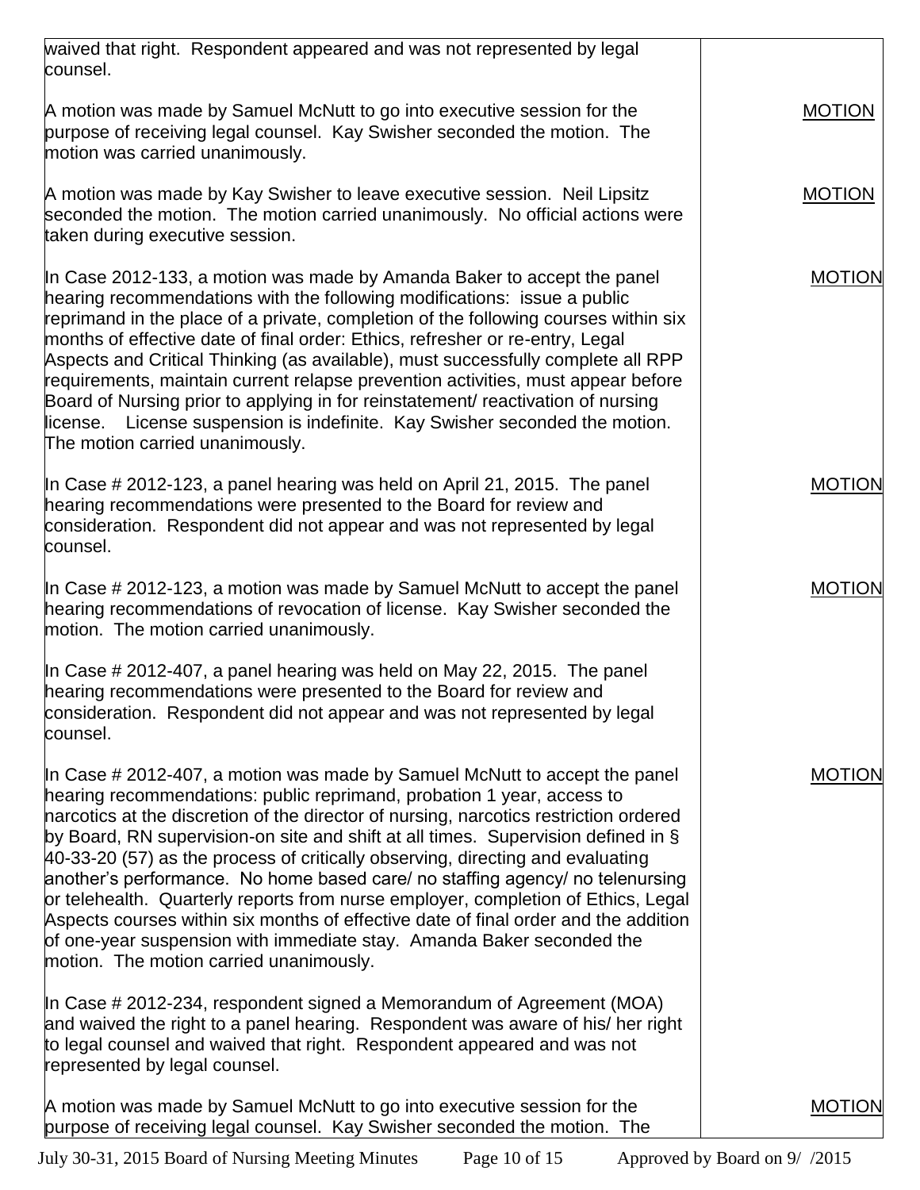| | |
|---|---|
| waived that right. Respondent appeared and was not represented by legal counsel. | |
| A motion was made by Samuel McNutt to go into executive session for the purpose of receiving legal counsel. Kay Swisher seconded the motion. The motion was carried unanimously. | MOTION |
| A motion was made by Kay Swisher to leave executive session. Neil Lipsitz seconded the motion. The motion carried unanimously. No official actions were taken during executive session. | MOTION |
| In Case 2012-133, a motion was made by Amanda Baker to accept the panel hearing recommendations with the following modifications: issue a public reprimand in the place of a private, completion of the following courses within six months of effective date of final order: Ethics, refresher or re-entry, Legal Aspects and Critical Thinking (as available), must successfully complete all RPP requirements, maintain current relapse prevention activities, must appear before Board of Nursing prior to applying in for reinstatement/ reactivation of nursing license. License suspension is indefinite. Kay Swisher seconded the motion. The motion carried unanimously. | MOTION |
| In Case # 2012-123, a panel hearing was held on April 21, 2015. The panel hearing recommendations were presented to the Board for review and consideration. Respondent did not appear and was not represented by legal counsel. | MOTION |
| In Case # 2012-123, a motion was made by Samuel McNutt to accept the panel hearing recommendations of revocation of license. Kay Swisher seconded the motion. The motion carried unanimously. | MOTION |
| In Case # 2012-407, a panel hearing was held on May 22, 2015. The panel hearing recommendations were presented to the Board for review and consideration. Respondent did not appear and was not represented by legal counsel. | |
| In Case # 2012-407, a motion was made by Samuel McNutt to accept the panel hearing recommendations: public reprimand, probation 1 year, access to narcotics at the discretion of the director of nursing, narcotics restriction ordered by Board, RN supervision-on site and shift at all times. Supervision defined in § 40-33-20 (57) as the process of critically observing, directing and evaluating another's performance. No home based care/ no staffing agency/ no telenursing or telehealth. Quarterly reports from nurse employer, completion of Ethics, Legal Aspects courses within six months of effective date of final order and the addition of one-year suspension with immediate stay. Amanda Baker seconded the motion. The motion carried unanimously. | MOTION |
| In Case # 2012-234, respondent signed a Memorandum of Agreement (MOA) and waived the right to a panel hearing. Respondent was aware of his/ her right to legal counsel and waived that right. Respondent appeared and was not represented by legal counsel. | |
| A motion was made by Samuel McNutt to go into executive session for the purpose of receiving legal counsel. Kay Swisher seconded the motion. The | MOTION |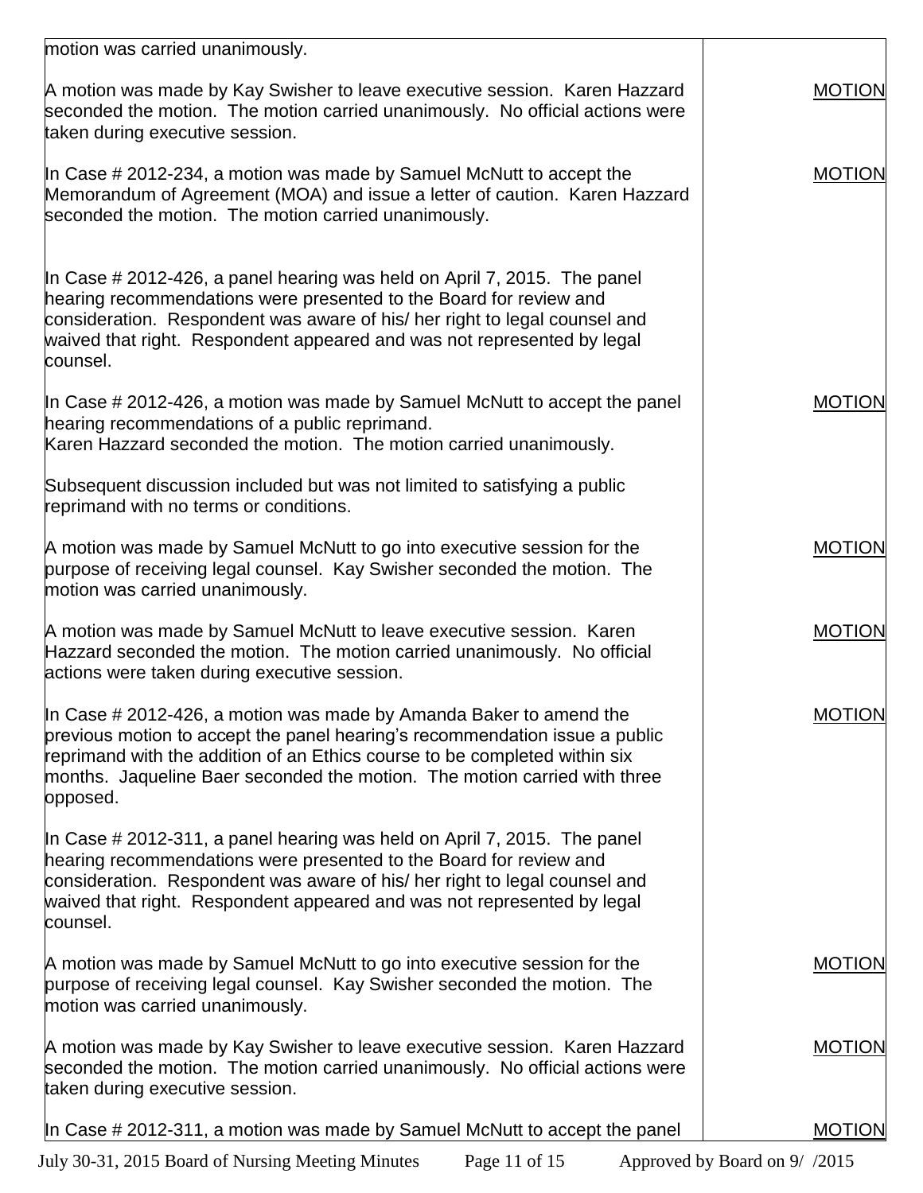| | |
|---|---|
| motion was carried unanimously. | |
| A motion was made by Kay Swisher to leave executive session. Karen Hazzard seconded the motion. The motion carried unanimously. No official actions were taken during executive session. | MOTION |
| In Case # 2012-234, a motion was made by Samuel McNutt to accept the Memorandum of Agreement (MOA) and issue a letter of caution. Karen Hazzard seconded the motion. The motion carried unanimously. | MOTION |
| In Case # 2012-426, a panel hearing was held on April 7, 2015. The panel hearing recommendations were presented to the Board for review and consideration. Respondent was aware of his/ her right to legal counsel and waived that right. Respondent appeared and was not represented by legal counsel. | |
| In Case # 2012-426, a motion was made by Samuel McNutt to accept the panel hearing recommendations of a public reprimand. Karen Hazzard seconded the motion. The motion carried unanimously. | MOTION |
| Subsequent discussion included but was not limited to satisfying a public reprimand with no terms or conditions. | |
| A motion was made by Samuel McNutt to go into executive session for the purpose of receiving legal counsel. Kay Swisher seconded the motion. The motion was carried unanimously. | MOTION |
| A motion was made by Samuel McNutt to leave executive session. Karen Hazzard seconded the motion. The motion carried unanimously. No official actions were taken during executive session. | MOTION |
| In Case # 2012-426, a motion was made by Amanda Baker to amend the previous motion to accept the panel hearing's recommendation issue a public reprimand with the addition of an Ethics course to be completed within six months. Jaqueline Baer seconded the motion. The motion carried with three opposed. | MOTION |
| In Case # 2012-311, a panel hearing was held on April 7, 2015. The panel hearing recommendations were presented to the Board for review and consideration. Respondent was aware of his/ her right to legal counsel and waived that right. Respondent appeared and was not represented by legal counsel. | |
| A motion was made by Samuel McNutt to go into executive session for the purpose of receiving legal counsel. Kay Swisher seconded the motion. The motion was carried unanimously. | MOTION |
| A motion was made by Kay Swisher to leave executive session. Karen Hazzard seconded the motion. The motion carried unanimously. No official actions were taken during executive session. | MOTION |
| In Case # 2012-311, a motion was made by Samuel McNutt to accept the panel | MOTION |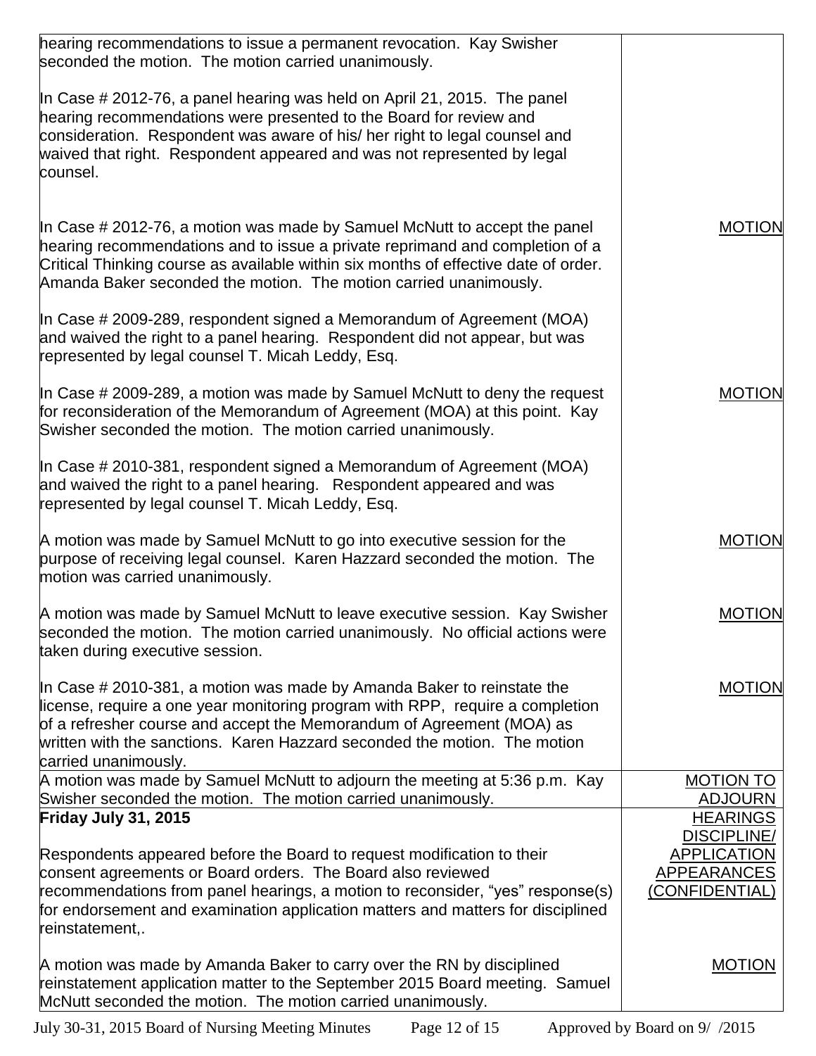| | |
|---|---|
| hearing recommendations to issue a permanent revocation. Kay Swisher seconded the motion. The motion carried unanimously.<br><br>In Case # 2012-76, a panel hearing was held on April 21, 2015. The panel hearing recommendations were presented to the Board for review and consideration. Respondent was aware of his/ her right to legal counsel and waived that right. Respondent appeared and was not represented by legal counsel.<br><br>In Case # 2012-76, a motion was made by Samuel McNutt to accept the panel hearing recommendations and to issue a private reprimand and completion of a Critical Thinking course as available within six months of effective date of order. Amanda Baker seconded the motion. The motion carried unanimously.<br><br>In Case # 2009-289, respondent signed a Memorandum of Agreement (MOA) and waived the right to a panel hearing. Respondent did not appear, but was represented by legal counsel T. Micah Leddy, Esq.<br><br>In Case # 2009-289, a motion was made by Samuel McNutt to deny the request for reconsideration of the Memorandum of Agreement (MOA) at this point. Kay Swisher seconded the motion. The motion carried unanimously.<br><br>In Case # 2010-381, respondent signed a Memorandum of Agreement (MOA) and waived the right to a panel hearing. Respondent appeared and was represented by legal counsel T. Micah Leddy, Esq.<br><br>A motion was made by Samuel McNutt to go into executive session for the purpose of receiving legal counsel. Karen Hazzard seconded the motion. The motion was carried unanimously.<br><br>A motion was made by Samuel McNutt to leave executive session. Kay Swisher seconded the motion. The motion carried unanimously. No official actions were taken during executive session.<br><br>In Case # 2010-381, a motion was made by Amanda Baker to reinstate the license, require a one year monitoring program with RPP, require a completion of a refresher course and accept the Memorandum of Agreement (MOA) as written with the sanctions. Karen Hazzard seconded the motion. The motion carried unanimously. | <br><br><br><br><br><br>MOTION<br><br><br><br>MOTION<br><br><br>MOTION<br><br>MOTION<br><br>MOTION |
| A motion was made by Samuel McNutt to adjourn the meeting at 5:36 p.m. Kay Swisher seconded the motion. The motion carried unanimously. | MOTION TO ADJOURN |
| **Friday July 31, 2015**<br><br>Respondents appeared before the Board to request modification to their consent agreements or Board orders. The Board also reviewed recommendations from panel hearings, a motion to reconsider, "yes" response(s) for endorsement and examination application matters and matters for disciplined reinstatement,.<br><br>A motion was made by Amanda Baker to carry over the RN by disciplined reinstatement application matter to the September 2015 Board meeting. Samuel McNutt seconded the motion. The motion carried unanimously. | HEARINGS DISCIPLINE/ APPLICATION APPEARANCES (CONFIDENTIAL)<br><br><br><br>MOTION |

July 30-31, 2015 Board of Nursing Meeting Minutes  Approved by Board on 9/ /2015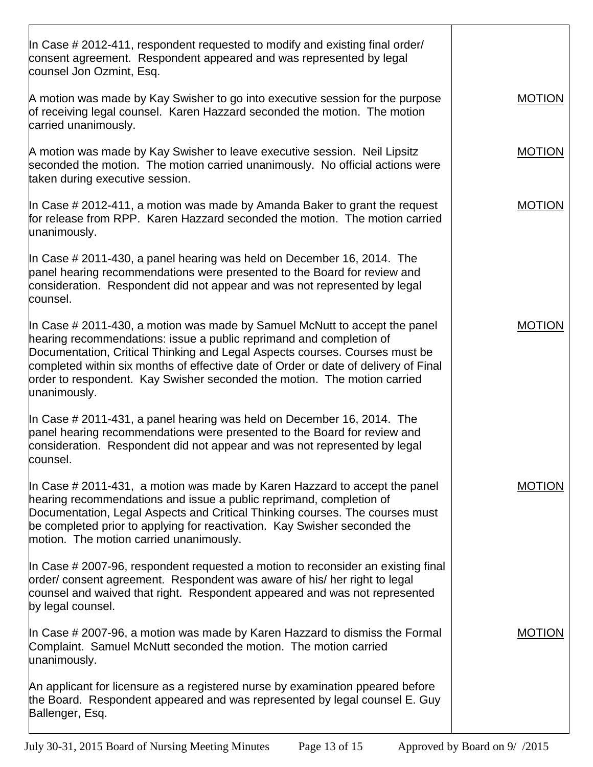| | |
|---|---|
| In Case # 2012-411, respondent requested to modify and existing final order/ consent agreement. Respondent appeared and was represented by legal counsel Jon Ozmint, Esq. | |
| A motion was made by Kay Swisher to go into executive session for the purpose of receiving legal counsel. Karen Hazzard seconded the motion. The motion carried unanimously. | MOTION |
| A motion was made by Kay Swisher to leave executive session. Neil Lipsitz seconded the motion. The motion carried unanimously. No official actions were taken during executive session. | MOTION |
| In Case # 2012-411, a motion was made by Amanda Baker to grant the request for release from RPP. Karen Hazzard seconded the motion. The motion carried unanimously. | MOTION |
| In Case # 2011-430, a panel hearing was held on December 16, 2014. The panel hearing recommendations were presented to the Board for review and consideration. Respondent did not appear and was not represented by legal counsel. | |
| In Case # 2011-430, a motion was made by Samuel McNutt to accept the panel hearing recommendations: issue a public reprimand and completion of Documentation, Critical Thinking and Legal Aspects courses. Courses must be completed within six months of effective date of Order or date of delivery of Final order to respondent. Kay Swisher seconded the motion. The motion carried unanimously. | MOTION |
| In Case # 2011-431, a panel hearing was held on December 16, 2014. The panel hearing recommendations were presented to the Board for review and consideration. Respondent did not appear and was not represented by legal counsel. | |
| In Case # 2011-431, a motion was made by Karen Hazzard to accept the panel hearing recommendations and issue a public reprimand, completion of Documentation, Legal Aspects and Critical Thinking courses. The courses must be completed prior to applying for reactivation. Kay Swisher seconded the motion. The motion carried unanimously. | MOTION |
| In Case # 2007-96, respondent requested a motion to reconsider an existing final order/ consent agreement. Respondent was aware of his/ her right to legal counsel and waived that right. Respondent appeared and was not represented by legal counsel. | |
| In Case # 2007-96, a motion was made by Karen Hazzard to dismiss the Formal Complaint. Samuel McNutt seconded the motion. The motion carried unanimously. | MOTION |
| An applicant for licensure as a registered nurse by examination ppeared before the Board. Respondent appeared and was represented by legal counsel E. Guy Ballenger, Esq. | |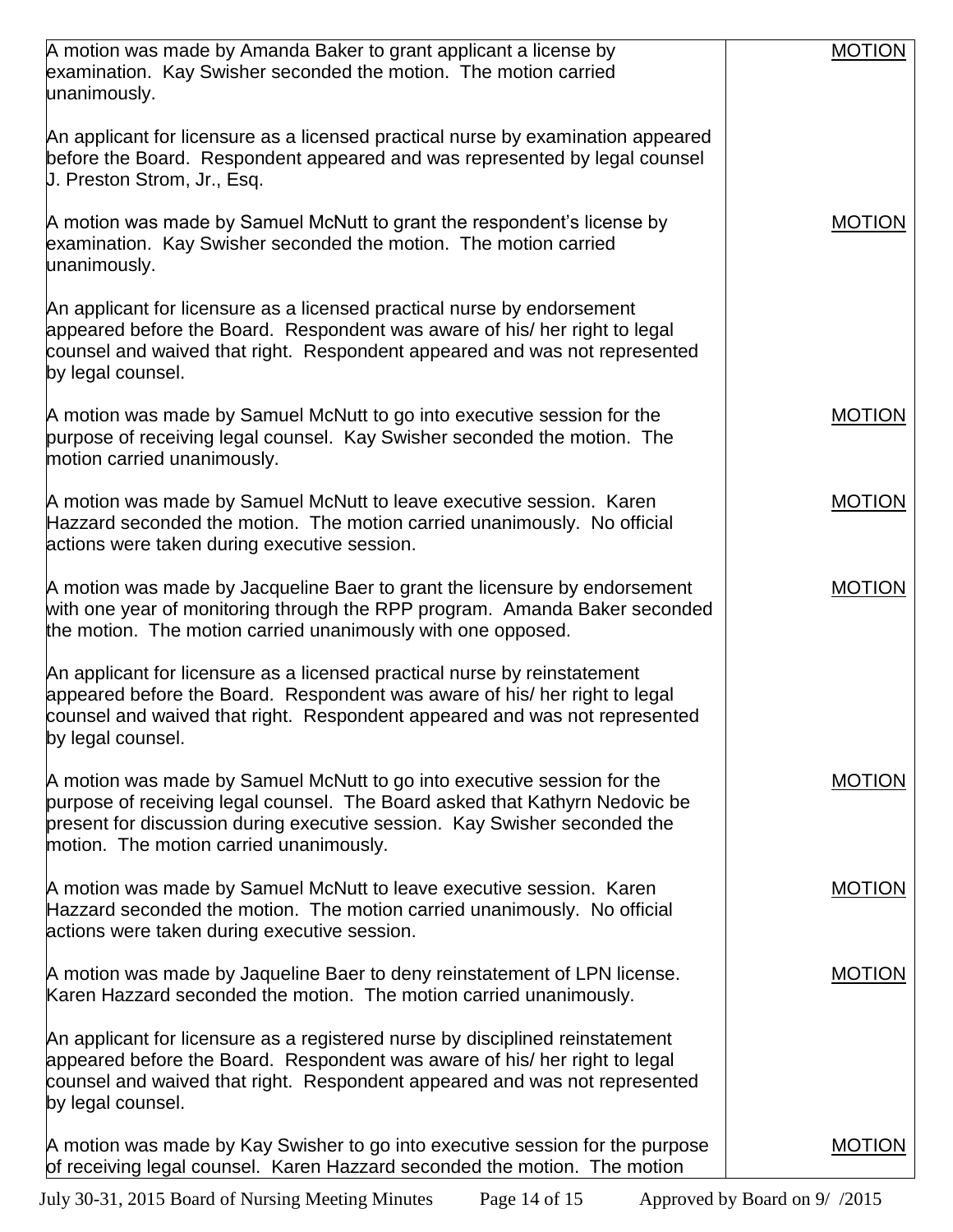| | |
|---|---|
| A motion was made by Amanda Baker to grant applicant a license by examination. Kay Swisher seconded the motion. The motion carried unanimously. | MOTION |
| An applicant for licensure as a licensed practical nurse by examination appeared before the Board. Respondent appeared and was represented by legal counsel J. Preston Strom, Jr., Esq. | |
| A motion was made by Samuel McNutt to grant the respondent's license by examination. Kay Swisher seconded the motion. The motion carried unanimously. | MOTION |
| An applicant for licensure as a licensed practical nurse by endorsement appeared before the Board. Respondent was aware of his/ her right to legal counsel and waived that right. Respondent appeared and was not represented by legal counsel. | |
| A motion was made by Samuel McNutt to go into executive session for the purpose of receiving legal counsel. Kay Swisher seconded the motion. The motion carried unanimously. | MOTION |
| A motion was made by Samuel McNutt to leave executive session. Karen Hazzard seconded the motion. The motion carried unanimously. No official actions were taken during executive session. | MOTION |
| A motion was made by Jacqueline Baer to grant the licensure by endorsement with one year of monitoring through the RPP program. Amanda Baker seconded the motion. The motion carried unanimously with one opposed. | MOTION |
| An applicant for licensure as a licensed practical nurse by reinstatement appeared before the Board. Respondent was aware of his/ her right to legal counsel and waived that right. Respondent appeared and was not represented by legal counsel. | |
| A motion was made by Samuel McNutt to go into executive session for the purpose of receiving legal counsel. The Board asked that Kathyrn Nedovic be present for discussion during executive session. Kay Swisher seconded the motion. The motion carried unanimously. | MOTION |
| A motion was made by Samuel McNutt to leave executive session. Karen Hazzard seconded the motion. The motion carried unanimously. No official actions were taken during executive session. | MOTION |
| A motion was made by Jaqueline Baer to deny reinstatement of LPN license. Karen Hazzard seconded the motion. The motion carried unanimously. | MOTION |
| An applicant for licensure as a registered nurse by disciplined reinstatement appeared before the Board. Respondent was aware of his/ her right to legal counsel and waived that right. Respondent appeared and was not represented by legal counsel. | |
| A motion was made by Kay Swisher to go into executive session for the purpose of receiving legal counsel. Karen Hazzard seconded the motion. The motion | MOTION |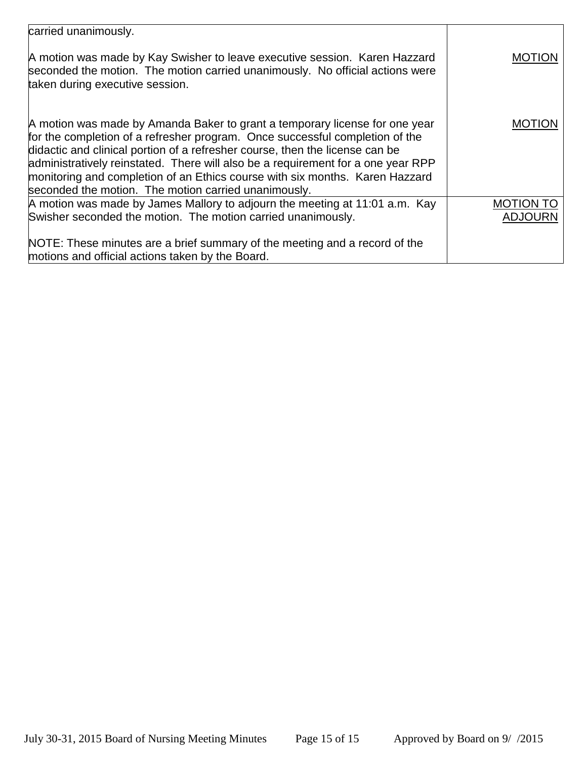| | |
|---|---|
| carried unanimously.<br><br>A motion was made by Kay Swisher to leave executive session. Karen Hazzard seconded the motion. The motion carried unanimously. No official actions were taken during executive session.<br><br>A motion was made by Amanda Baker to grant a temporary license for one year for the completion of a refresher program. Once successful completion of the didactic and clinical portion of a refresher course, then the license can be administratively reinstated. There will also be a requirement for a one year RPP monitoring and completion of an Ethics course with six months. Karen Hazzard seconded the motion. The motion carried unanimously. | MOTION<br><br>MOTION |
| A motion was made by James Mallory to adjourn the meeting at 11:01 a.m. Kay Swisher seconded the motion. The motion carried unanimously.<br><br>NOTE: These minutes are a brief summary of the meeting and a record of the motions and official actions taken by the Board. | MOTION TO ADJOURN |